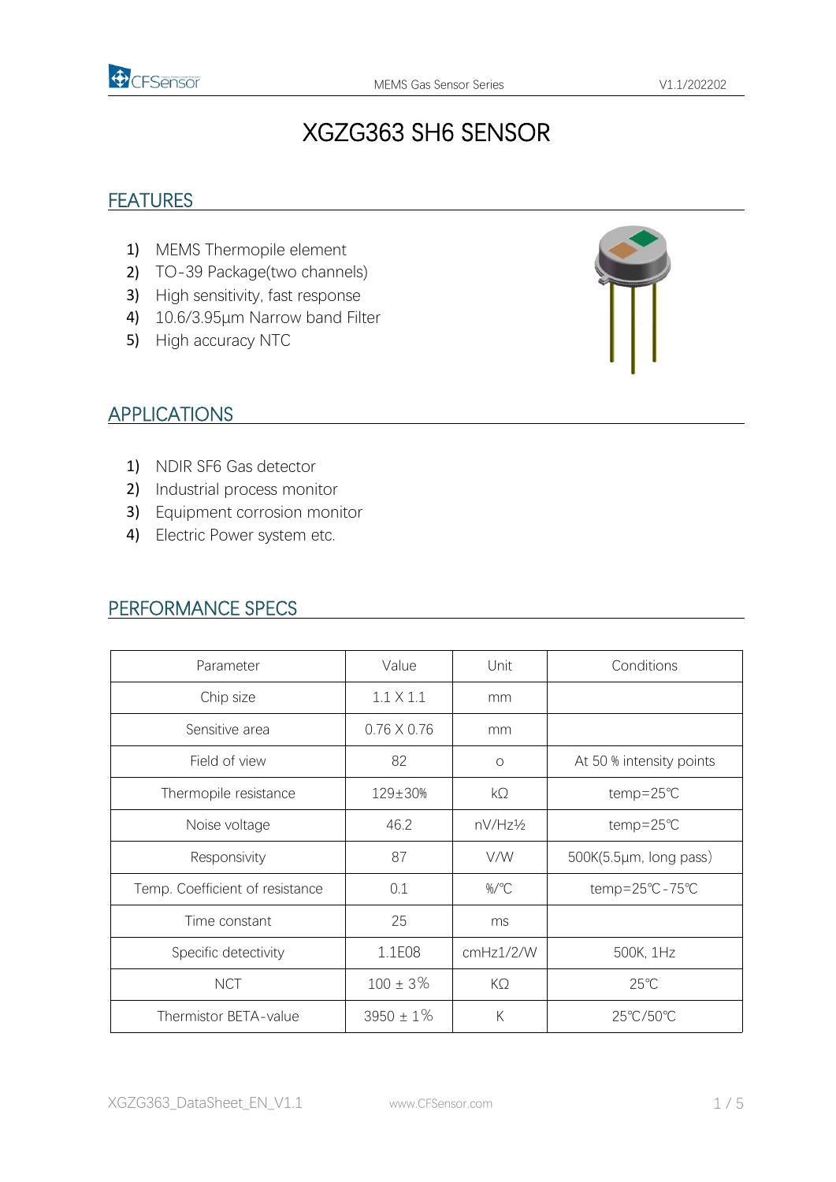# XGZG363 SH6 SENSOR

## FEATURES

1) MEMS Thermopile element
2) TO-39 Package(two channels)
3) High sensitivity, fast response
4) 10.6/3.95µm Narrow band Filter
5) High accuracy NTC

## APPLICATIONS

1) NDIR SF6 Gas detector
2) Industrial process monitor
3) Equipment corrosion monitor
4) Electric Power system etc.

## PERFORMANCE SPECS

| Parameter | Value | Unit | Conditions |
|---|---|---|---|
| Chip size | 1.1 X 1.1 | mm | |
| Sensitive area | 0.76 X 0.76 | mm | |
| Field of view | 82 | o | At 50 % intensity points |
| Thermopile resistance | 129±30% | kΩ | temp=25℃ |
| Noise voltage | 46.2 | nV/Hz½ | temp=25℃ |
| Responsivity | 87 | V/W | 500K(5.5µm, long pass) |
| Temp. Coefficient of resistance | 0.1 | %/℃ | temp=25℃-75℃ |
| Time constant | 25 | ms | |
| Specific detectivity | 1.1E08 | cmHz1/2/W | 500K, 1Hz |
| NCT | 100 ± 3% | KΩ | 25℃ |
| Thermistor BETA-value | 3950 ± 1% | K | 25℃/50℃ |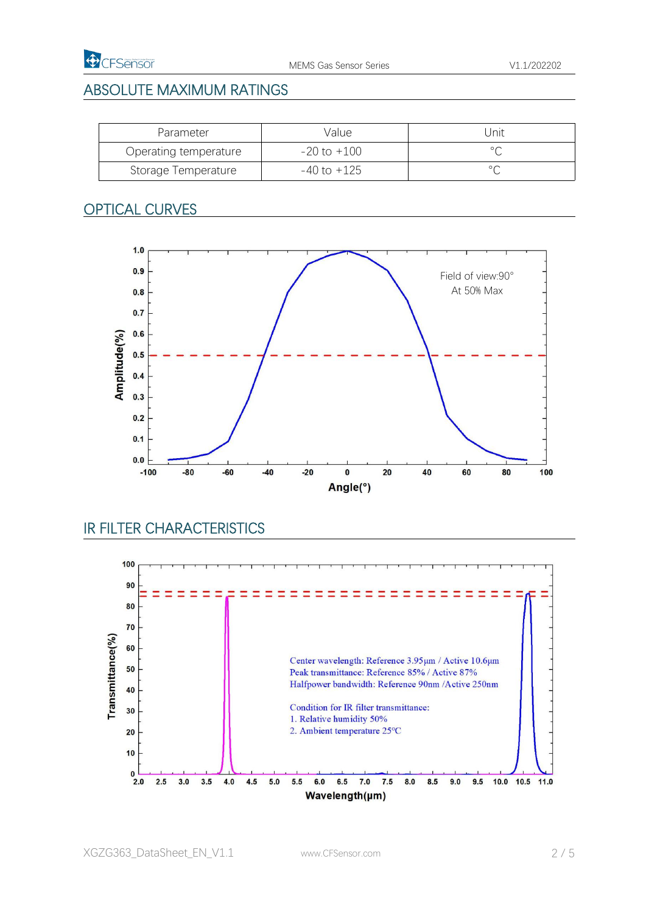## ABSOLUTE MAXIMUM RATINGS

| Parameter | Value | Unit |
|---|---|---|
| Operating temperature | -20 to +100 | °C |
| Storage Temperature | -40 to +125 | °C |

## OPTICAL CURVES

Field of view:90°
At 50% Max

## IR FILTER CHARACTERISTICS

Center wavelength: Reference 3.95μm / Active 10.6μm
Peak transmittance: Reference 85% / Active 87%
Halfpower bandwidth: Reference 90nm /Active 250nm

Condition for IR filter transmittance:
1. Relative humidity 50%
2. Ambient temperature 25℃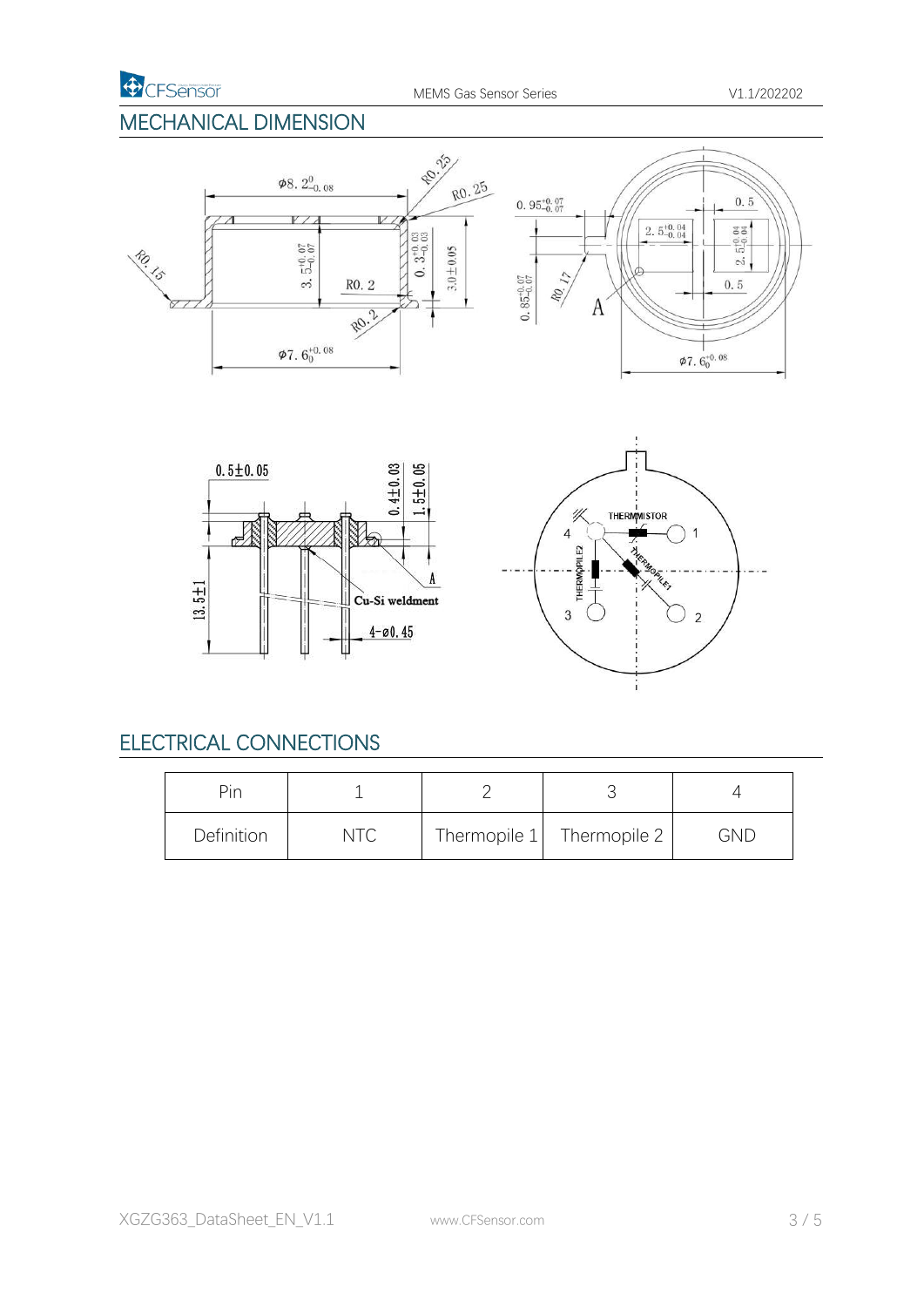## MECHANICAL DIMENSION

## ELECTRICAL CONNECTIONS

| Pin | 1 | 2 | 3 | 4 |
|---|---|---|---|---|
| Definition | NTC | Thermopile 1 | Thermopile 2 | GND |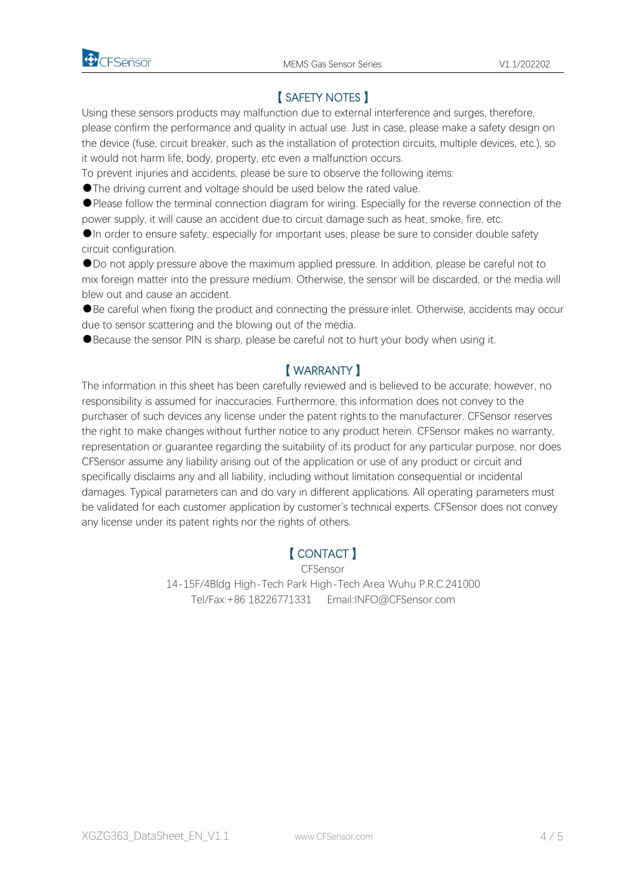## 【SAFETY NOTES】

Using these sensors products may malfunction due to external interference and surges, therefore, please confirm the performance and quality in actual use. Just in case, please make a safety design on the device (fuse, circuit breaker, such as the installation of protection circuits, multiple devices, etc.), so it would not harm life, body, property, etc even a malfunction occurs.

To prevent injuries and accidents, please be sure to observe the following items:

- ●The driving current and voltage should be used below the rated value.
- ●Please follow the terminal connection diagram for wiring. Especially for the reverse connection of the power supply, it will cause an accident due to circuit damage such as heat, smoke, fire, etc.
- ●In order to ensure safety, especially for important uses, please be sure to consider double safety circuit configuration.
- ●Do not apply pressure above the maximum applied pressure. In addition, please be careful not to mix foreign matter into the pressure medium. Otherwise, the sensor will be discarded, or the media will blew out and cause an accident.
- ●Be careful when fixing the product and connecting the pressure inlet. Otherwise, accidents may occur due to sensor scattering and the blowing out of the media.
- ●Because the sensor PIN is sharp, please be careful not to hurt your body when using it.

## 【WARRANTY】

The information in this sheet has been carefully reviewed and is believed to be accurate; however, no responsibility is assumed for inaccuracies. Furthermore, this information does not convey to the purchaser of such devices any license under the patent rights to the manufacturer. CFSensor reserves the right to make changes without further notice to any product herein. CFSensor makes no warranty, representation or guarantee regarding the suitability of its product for any particular purpose, nor does CFSensor assume any liability arising out of the application or use of any product or circuit and specifically disclaims any and all liability, including without limitation consequential or incidental damages. Typical parameters can and do vary in different applications. All operating parameters must be validated for each customer application by customer's technical experts. CFSensor does not convey any license under its patent rights nor the rights of others.

## 【CONTACT】

CFSensor

14-15F/4Bldg High-Tech Park High-Tech Area Wuhu P.R.C.241000

Tel/Fax:+86 18226771331　　Email:INFO@CFSensor.com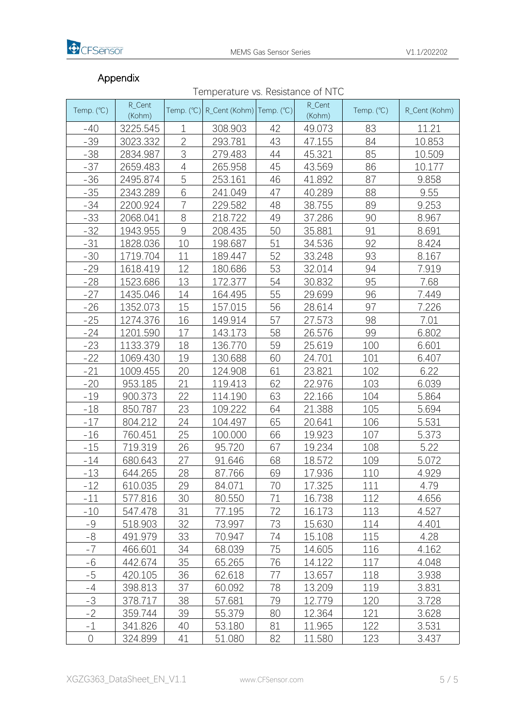## Appendix

Temperature vs. Resistance of NTC

| Temp. (℃) | R_Cent (Kohm) | Temp. (℃) | R_Cent (Kohm) | Temp. (℃) | R_Cent (Kohm) | Temp. (℃) | R_Cent (Kohm) |
|---|---|---|---|---|---|---|---|
| -40 | 3225.545 | 1 | 308.903 | 42 | 49.073 | 83 | 11.21 |
| -39 | 3023.332 | 2 | 293.781 | 43 | 47.155 | 84 | 10.853 |
| -38 | 2834.987 | 3 | 279.483 | 44 | 45.321 | 85 | 10.509 |
| -37 | 2659.483 | 4 | 265.958 | 45 | 43.569 | 86 | 10.177 |
| -36 | 2495.874 | 5 | 253.161 | 46 | 41.892 | 87 | 9.858 |
| -35 | 2343.289 | 6 | 241.049 | 47 | 40.289 | 88 | 9.55 |
| -34 | 2200.924 | 7 | 229.582 | 48 | 38.755 | 89 | 9.253 |
| -33 | 2068.041 | 8 | 218.722 | 49 | 37.286 | 90 | 8.967 |
| -32 | 1943.955 | 9 | 208.435 | 50 | 35.881 | 91 | 8.691 |
| -31 | 1828.036 | 10 | 198.687 | 51 | 34.536 | 92 | 8.424 |
| -30 | 1719.704 | 11 | 189.447 | 52 | 33.248 | 93 | 8.167 |
| -29 | 1618.419 | 12 | 180.686 | 53 | 32.014 | 94 | 7.919 |
| -28 | 1523.686 | 13 | 172.377 | 54 | 30.832 | 95 | 7.68 |
| -27 | 1435.046 | 14 | 164.495 | 55 | 29.699 | 96 | 7.449 |
| -26 | 1352.073 | 15 | 157.015 | 56 | 28.614 | 97 | 7.226 |
| -25 | 1274.376 | 16 | 149.914 | 57 | 27.573 | 98 | 7.01 |
| -24 | 1201.590 | 17 | 143.173 | 58 | 26.576 | 99 | 6.802 |
| -23 | 1133.379 | 18 | 136.770 | 59 | 25.619 | 100 | 6.601 |
| -22 | 1069.430 | 19 | 130.688 | 60 | 24.701 | 101 | 6.407 |
| -21 | 1009.455 | 20 | 124.908 | 61 | 23.821 | 102 | 6.22 |
| -20 | 953.185 | 21 | 119.413 | 62 | 22.976 | 103 | 6.039 |
| -19 | 900.373 | 22 | 114.190 | 63 | 22.166 | 104 | 5.864 |
| -18 | 850.787 | 23 | 109.222 | 64 | 21.388 | 105 | 5.694 |
| -17 | 804.212 | 24 | 104.497 | 65 | 20.641 | 106 | 5.531 |
| -16 | 760.451 | 25 | 100.000 | 66 | 19.923 | 107 | 5.373 |
| -15 | 719.319 | 26 | 95.720 | 67 | 19.234 | 108 | 5.22 |
| -14 | 680.643 | 27 | 91.646 | 68 | 18.572 | 109 | 5.072 |
| -13 | 644.265 | 28 | 87.766 | 69 | 17.936 | 110 | 4.929 |
| -12 | 610.035 | 29 | 84.071 | 70 | 17.325 | 111 | 4.79 |
| -11 | 577.816 | 30 | 80.550 | 71 | 16.738 | 112 | 4.656 |
| -10 | 547.478 | 31 | 77.195 | 72 | 16.173 | 113 | 4.527 |
| -9 | 518.903 | 32 | 73.997 | 73 | 15.630 | 114 | 4.401 |
| -8 | 491.979 | 33 | 70.947 | 74 | 15.108 | 115 | 4.28 |
| -7 | 466.601 | 34 | 68.039 | 75 | 14.605 | 116 | 4.162 |
| -6 | 442.674 | 35 | 65.265 | 76 | 14.122 | 117 | 4.048 |
| -5 | 420.105 | 36 | 62.618 | 77 | 13.657 | 118 | 3.938 |
| -4 | 398.813 | 37 | 60.092 | 78 | 13.209 | 119 | 3.831 |
| -3 | 378.717 | 38 | 57.681 | 79 | 12.779 | 120 | 3.728 |
| -2 | 359.744 | 39 | 55.379 | 80 | 12.364 | 121 | 3.628 |
| -1 | 341.826 | 40 | 53.180 | 81 | 11.965 | 122 | 3.531 |
| 0 | 324.899 | 41 | 51.080 | 82 | 11.580 | 123 | 3.437 |